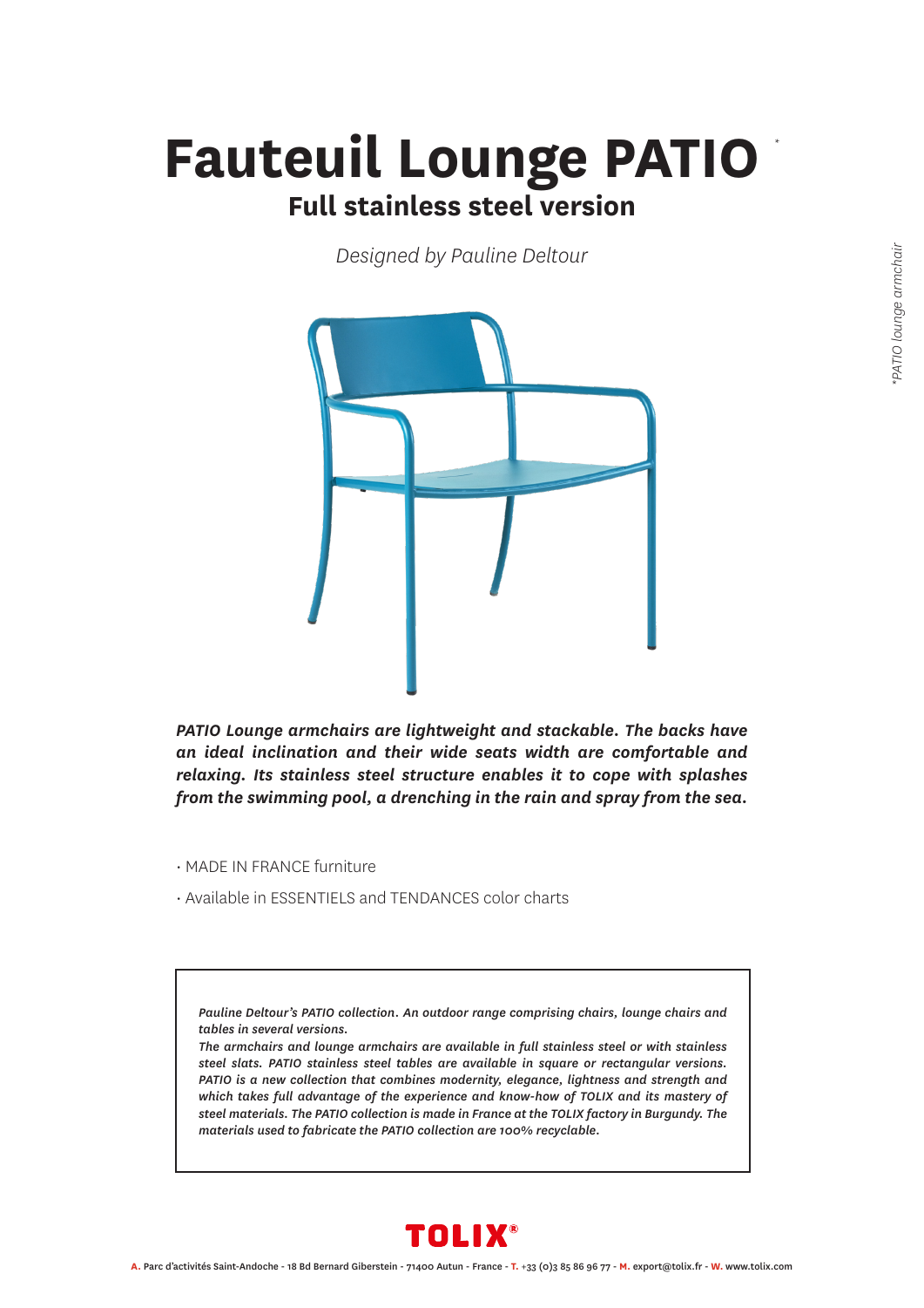# Fauteuil Lounge PATIO *

## Full stainless steel version

*Designed by Pauline Deltour*

*PATIO lounge armchair

***PATIO Lounge armchairs are lightweight and stackable. The backs have an ideal inclination and their wide seats width are comfortable and relaxing. Its stainless steel structure enables it to cope with splashes from the swimming pool, a drenching in the rain and spray from the sea.***

- MADE IN FRANCE furniture
- Available in ESSENTIELS and TENDANCES color charts

*Pauline Deltour's PATIO collection. An outdoor range comprising chairs, lounge chairs and tables in several versions.*
*The armchairs and lounge armchairs are available in full stainless steel or with stainless steel slats. PATIO stainless steel tables are available in square or rectangular versions. PATIO is a new collection that combines modernity, elegance, lightness and strength and which takes full advantage of the experience and know-how of TOLIX and its mastery of steel materials. The PATIO collection is made in France at the TOLIX factory in Burgundy. The materials used to fabricate the PATIO collection are 100% recyclable.*

TOLIX®

**A.** Parc d'activités Saint-Andoche - 18 Bd Bernard Giberstein - 71400 Autun - France - **T.** +33 (0)3 85 86 96 77 - **M.** export@tolix.fr - **W.** www.tolix.com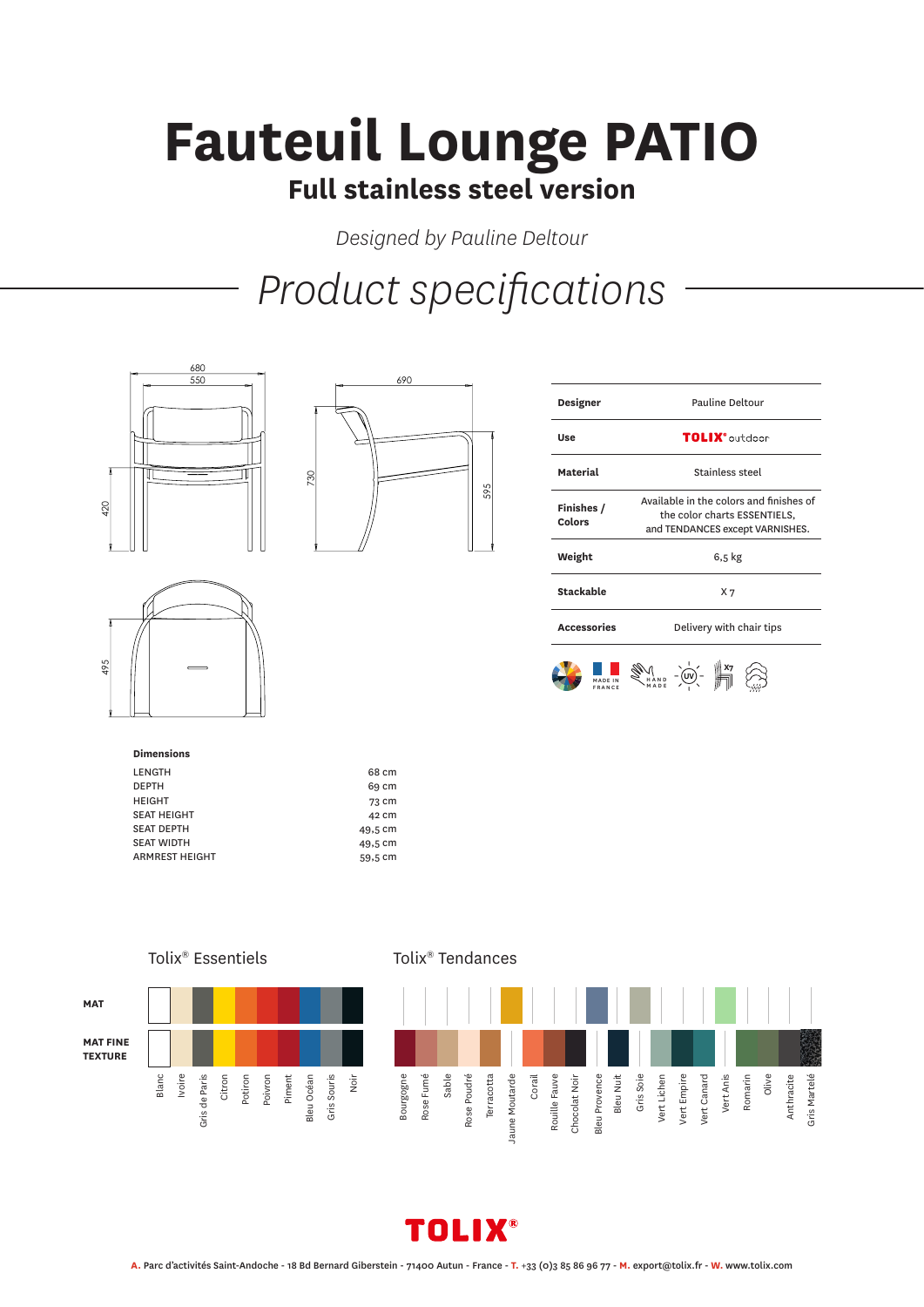# Fauteuil Lounge PATIO

## Full stainless steel version

*Designed by Pauline Deltour*

## *Product specifications*

680
550
420
730
690
595
495

| | |
|---|---|
| **Designer** | Pauline Deltour |
| **Use** | TOLIX® outdoor |
| **Material** | Stainless steel |
| **Finishes / Colors** | Available in the colors and finishes of the color charts ESSENTIELS, and TENDANCES except VARNISHES. |
| **Weight** | 6,5 kg |
| **Stackable** | X 7 |
| **Accessories** | Delivery with chair tips |

MADE IN FRANCE · HAND MADE · UV · X7

**Dimensions**

| | |
|---|---|
| LENGTH | 68 cm |
| DEPTH | 69 cm |
| HEIGHT | 73 cm |
| SEAT HEIGHT | 42 cm |
| SEAT DEPTH | 49,5 cm |
| SEAT WIDTH | 49,5 cm |
| ARMREST HEIGHT | 59,5 cm |

Tolix® Essentiels

MAT

MAT FINE TEXTURE

Blanc, Ivoire, Gris de Paris, Citron, Potiron, Poivron, Piment, Bleu Océan, Gris Souris, Noir

Tolix® Tendances

Bourgogne, Rose Fumé, Sable, Rose Poudré, Terracotta, Jaune Moutarde, Corail, Rouille Fauve, Chocolat Noir, Bleu Provence, Bleu Nuit, Gris Soie, Vert Lichen, Vert Empire, Vert Canard, Vert Anis, Romarin, Olive, Anthracite, Gris Martelé

TOLIX®

**A.** Parc d'activités Saint-Andoche - 18 Bd Bernard Giberstein - 71400 Autun - France - **T.** +33 (0)3 85 86 96 77 - **M.** export@tolix.fr - **W.** www.tolix.com